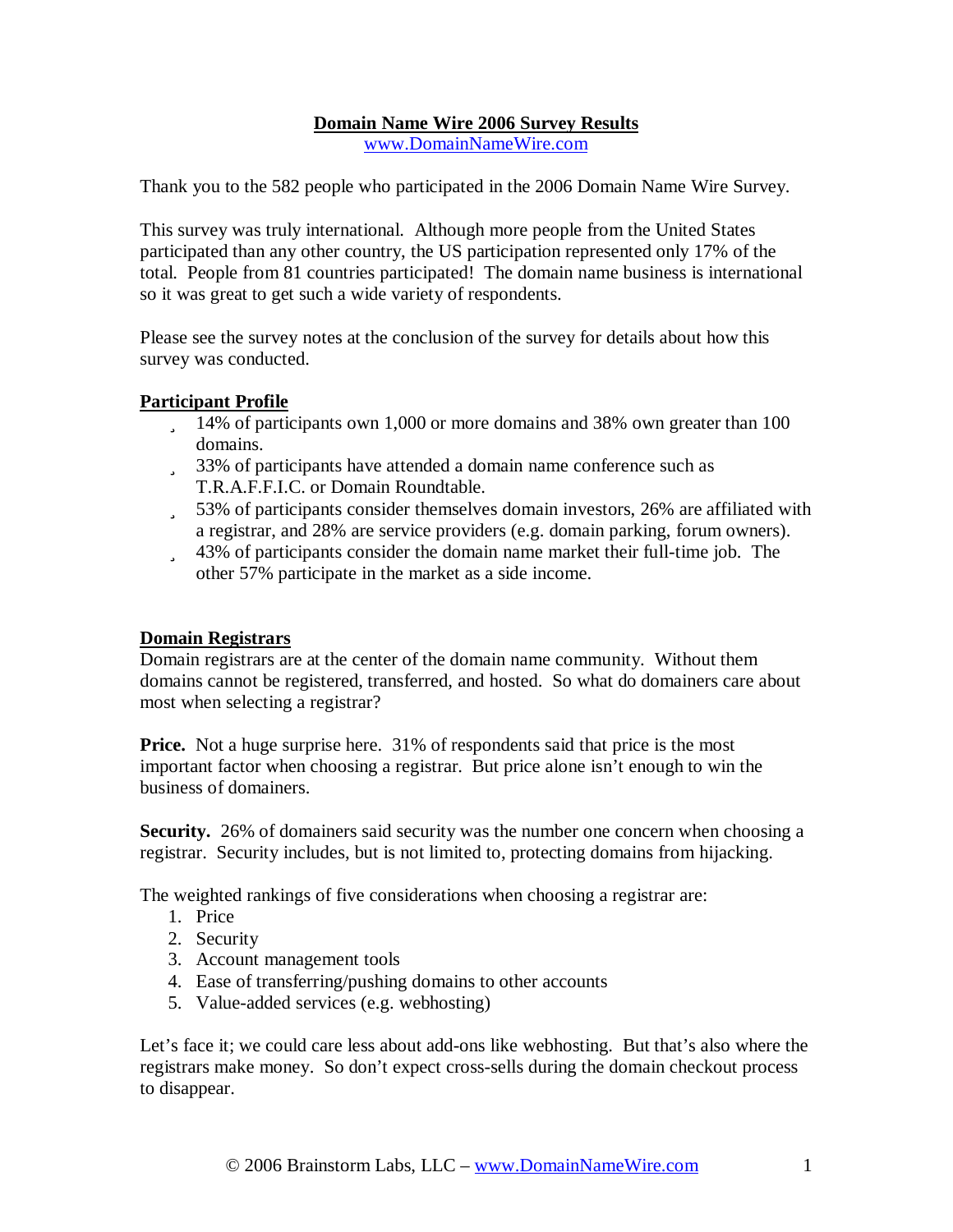# Domain Name Wire 2006 Survey Results

www.DomainNameWire.com

Thank you to the 582 people who participated in the 2006 Domain Name Wire Survey.

This survey was truly international. Although more people from the United States participated than any other country, the US participation represented only 17% of the total. People from 81 countries participated! The domain name business is international so it was great to get such a wide variety of respondents.

Please see the survey notes at the conclusion of the survey for details about how this survey was conducted.

## Participant Profile

- 14% of participants own 1,000 or more domains and 38% own greater than 100 domains.
- 33% of participants have attended a domain name conference such as T.R.A.F.F.I.C. or Domain Roundtable.
- 53% of participants consider themselves domain investors, 26% are affiliated with a registrar, and 28% are service providers (e.g. domain parking, forum owners).
- 43% of participants consider the domain name market their full-time job. The other 57% participate in the market as a side income.

## Domain Registrars

Domain registrars are at the center of the domain name community. Without them domains cannot be registered, transferred, and hosted. So what do domainers care about most when selecting a registrar?

**Price.** Not a huge surprise here. 31% of respondents said that price is the most important factor when choosing a registrar. But price alone isn't enough to win the business of domainers.

**Security.** 26% of domainers said security was the number one concern when choosing a registrar. Security includes, but is not limited to, protecting domains from hijacking.

The weighted rankings of five considerations when choosing a registrar are:

1. Price
2. Security
3. Account management tools
4. Ease of transferring/pushing domains to other accounts
5. Value-added services (e.g. webhosting)

Let's face it; we could care less about add-ons like webhosting. But that's also where the registrars make money. So don't expect cross-sells during the domain checkout process to disappear.

© 2006 Brainstorm Labs, LLC – www.DomainNameWire.com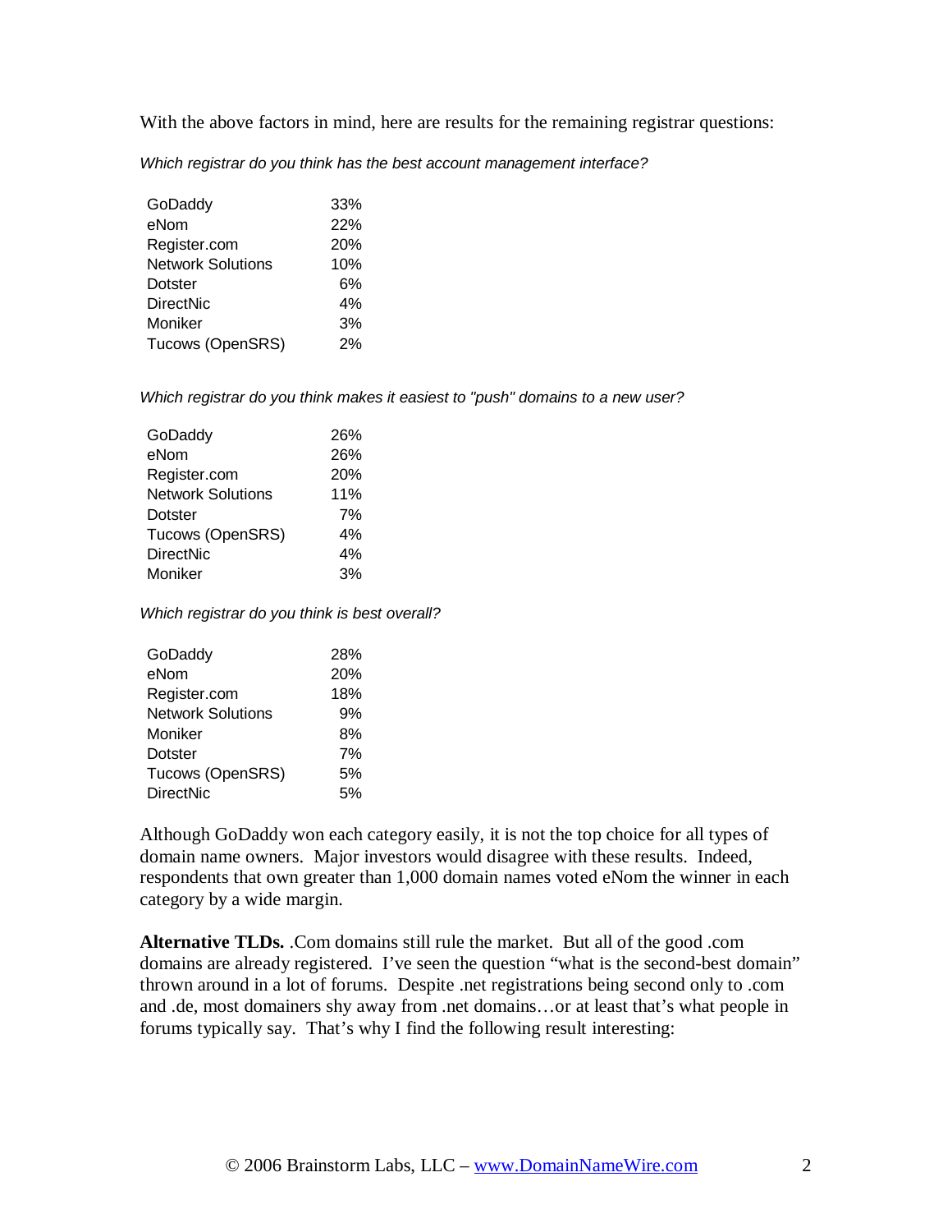With the above factors in mind, here are results for the remaining registrar questions:

*Which registrar do you think has the best account management interface?*

| Registrar | % |
|---|---|
| GoDaddy | 33% |
| eNom | 22% |
| Register.com | 20% |
| Network Solutions | 10% |
| Dotster | 6% |
| DirectNic | 4% |
| Moniker | 3% |
| Tucows (OpenSRS) | 2% |

*Which registrar do you think makes it easiest to "push" domains to a new user?*

| Registrar | % |
|---|---|
| GoDaddy | 26% |
| eNom | 26% |
| Register.com | 20% |
| Network Solutions | 11% |
| Dotster | 7% |
| Tucows (OpenSRS) | 4% |
| DirectNic | 4% |
| Moniker | 3% |

*Which registrar do you think is best overall?*

| Registrar | % |
|---|---|
| GoDaddy | 28% |
| eNom | 20% |
| Register.com | 18% |
| Network Solutions | 9% |
| Moniker | 8% |
| Dotster | 7% |
| Tucows (OpenSRS) | 5% |
| DirectNic | 5% |

Although GoDaddy won each category easily, it is not the top choice for all types of domain name owners. Major investors would disagree with these results. Indeed, respondents that own greater than 1,000 domain names voted eNom the winner in each category by a wide margin.

**Alternative TLDs.** .Com domains still rule the market. But all of the good .com domains are already registered. I've seen the question "what is the second-best domain" thrown around in a lot of forums. Despite .net registrations being second only to .com and .de, most domainers shy away from .net domains…or at least that's what people in forums typically say. That's why I find the following result interesting: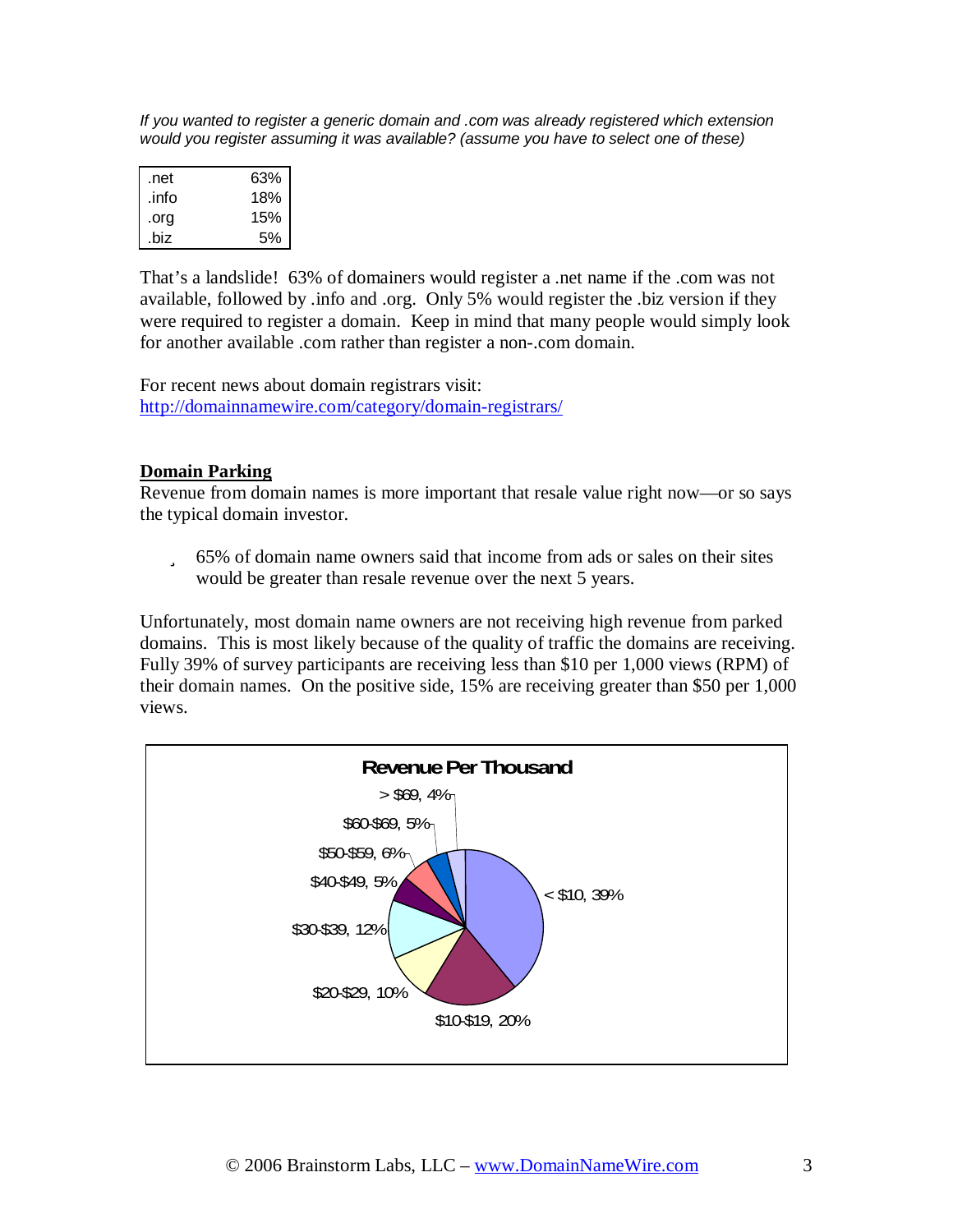*If you wanted to register a generic domain and .com was already registered which extension would you register assuming it was available? (assume you have to select one of these)*

| | |
|---|---|
| .net | 63% |
| .info | 18% |
| .org | 15% |
| .biz | 5% |

That's a landslide! 63% of domainers would register a .net name if the .com was not available, followed by .info and .org. Only 5% would register the .biz version if they were required to register a domain. Keep in mind that many people would simply look for another available .com rather than register a non-.com domain.

For recent news about domain registrars visit:
http://domainnamewire.com/category/domain-registrars/

**Domain Parking**

Revenue from domain names is more important that resale value right now—or so says the typical domain investor.

- 65% of domain name owners said that income from ads or sales on their sites would be greater than resale revenue over the next 5 years.

Unfortunately, most domain name owners are not receiving high revenue from parked domains. This is most likely because of the quality of traffic the domains are receiving. Fully 39% of survey participants are receiving less than $10 per 1,000 views (RPM) of their domain names. On the positive side, 15% are receiving greater than $50 per 1,000 views.

**Revenue Per Thousand**

| Range | Percentage |
|---|---|
| < $10 | 39% |
| $10-$19 | 20% |
| $20-$29 | 10% |
| $30-$39 | 12% |
| $40-$49 | 5% |
| $50-$59 | 6% |
| $60-$69 | 5% |
| > $69 | 4% |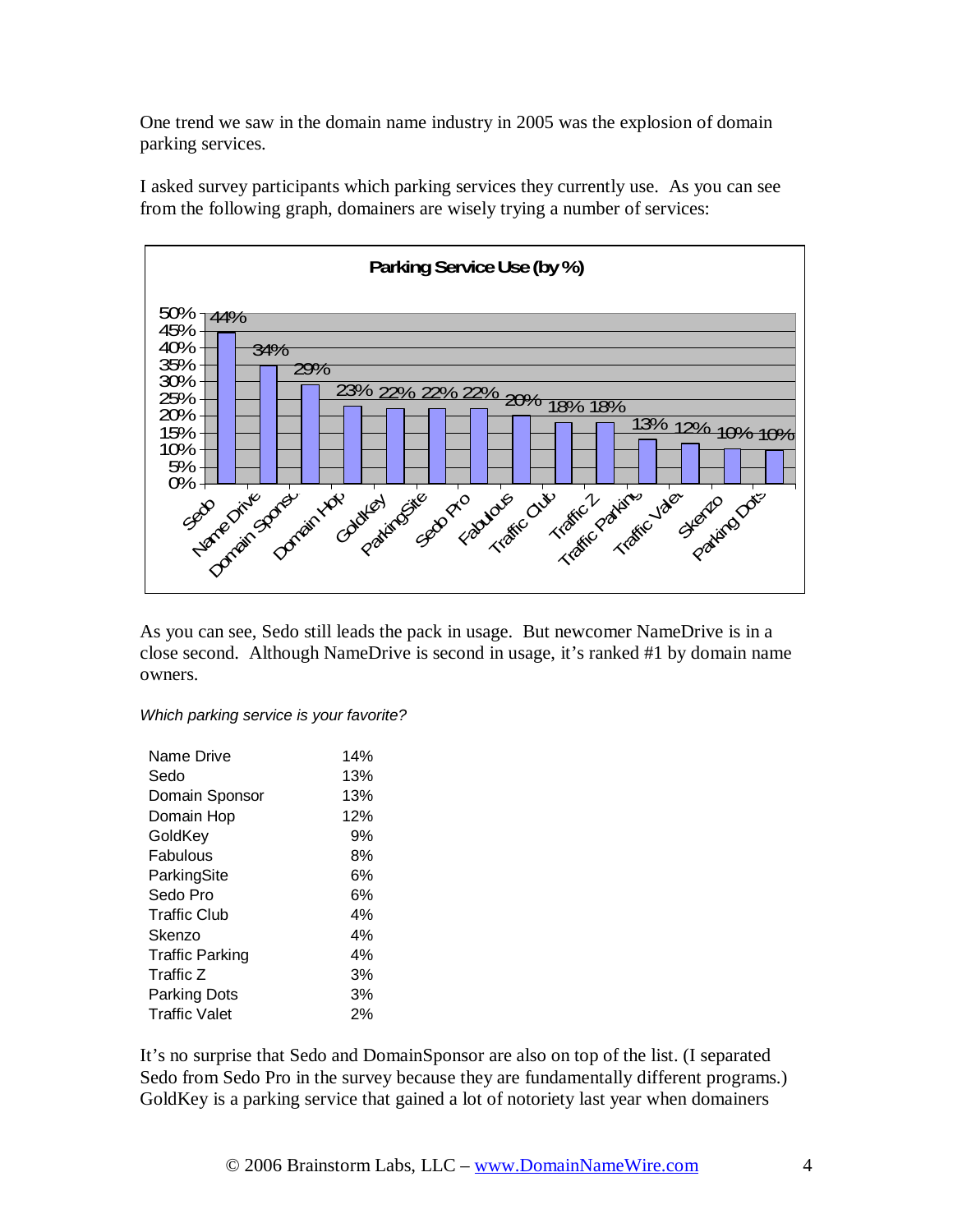One trend we saw in the domain name industry in 2005 was the explosion of domain parking services.

I asked survey participants which parking services they currently use. As you can see from the following graph, domainers are wisely trying a number of services:

**Parking Service Use (by %)**

| Parking Service | Use |
|---|---|
| Sedo | 44% |
| Name Drive | 34% |
| Domain Sponsor | 29% |
| Domain Hop | 23% |
| GoldKey | 22% |
| ParkingSite | 22% |
| Sedo Pro | 22% |
| Fabulous | 20% |
| Traffic Club | 18% |
| Traffic Z | 18% |
| Traffic Parking | 13% |
| Traffic Valet | 12% |
| Skenzo | 10% |
| Parking Dots | 10% |

As you can see, Sedo still leads the pack in usage. But newcomer NameDrive is in a close second. Although NameDrive is second in usage, it's ranked #1 by domain name owners.

*Which parking service is your favorite?*

| | |
|---|---|
| Name Drive | 14% |
| Sedo | 13% |
| Domain Sponsor | 13% |
| Domain Hop | 12% |
| GoldKey | 9% |
| Fabulous | 8% |
| ParkingSite | 6% |
| Sedo Pro | 6% |
| Traffic Club | 4% |
| Skenzo | 4% |
| Traffic Parking | 4% |
| Traffic Z | 3% |
| Parking Dots | 3% |
| Traffic Valet | 2% |

It's no surprise that Sedo and DomainSponsor are also on top of the list. (I separated Sedo from Sedo Pro in the survey because they are fundamentally different programs.) GoldKey is a parking service that gained a lot of notoriety last year when domainers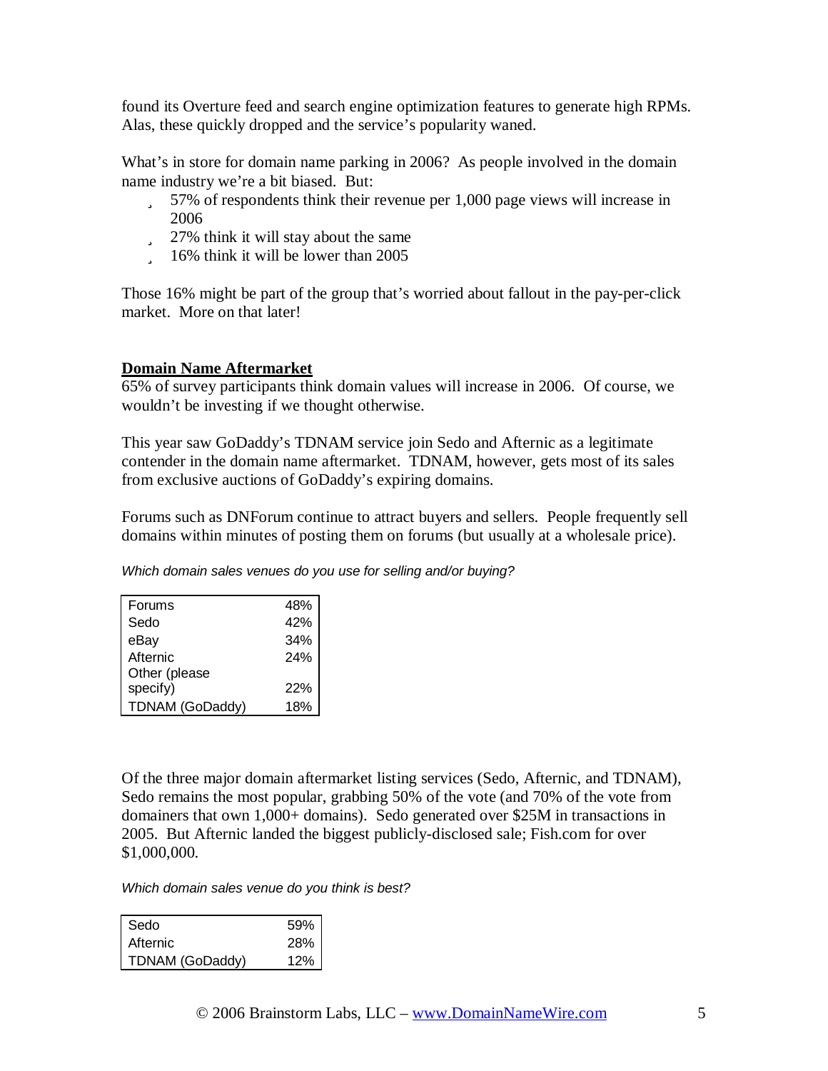found its Overture feed and search engine optimization features to generate high RPMs. Alas, these quickly dropped and the service's popularity waned.

What's in store for domain name parking in 2006? As people involved in the domain name industry we're a bit biased. But:

- 57% of respondents think their revenue per 1,000 page views will increase in 2006
- 27% think it will stay about the same
- 16% think it will be lower than 2005

Those 16% might be part of the group that's worried about fallout in the pay-per-click market. More on that later!

## Domain Name Aftermarket

65% of survey participants think domain values will increase in 2006. Of course, we wouldn't be investing if we thought otherwise.

This year saw GoDaddy's TDNAM service join Sedo and Afternic as a legitimate contender in the domain name aftermarket. TDNAM, however, gets most of its sales from exclusive auctions of GoDaddy's expiring domains.

Forums such as DNForum continue to attract buyers and sellers. People frequently sell domains within minutes of posting them on forums (but usually at a wholesale price).

*Which domain sales venues do you use for selling and/or buying?*

| Venue | % |
|---|---|
| Forums | 48% |
| Sedo | 42% |
| eBay | 34% |
| Afternic | 24% |
| Other (please specify) | 22% |
| TDNAM (GoDaddy) | 18% |

Of the three major domain aftermarket listing services (Sedo, Afternic, and TDNAM), Sedo remains the most popular, grabbing 50% of the vote (and 70% of the vote from domainers that own 1,000+ domains). Sedo generated over $25M in transactions in 2005. But Afternic landed the biggest publicly-disclosed sale; Fish.com for over $1,000,000.

*Which domain sales venue do you think is best?*

| Venue | % |
|---|---|
| Sedo | 59% |
| Afternic | 28% |
| TDNAM (GoDaddy) | 12% |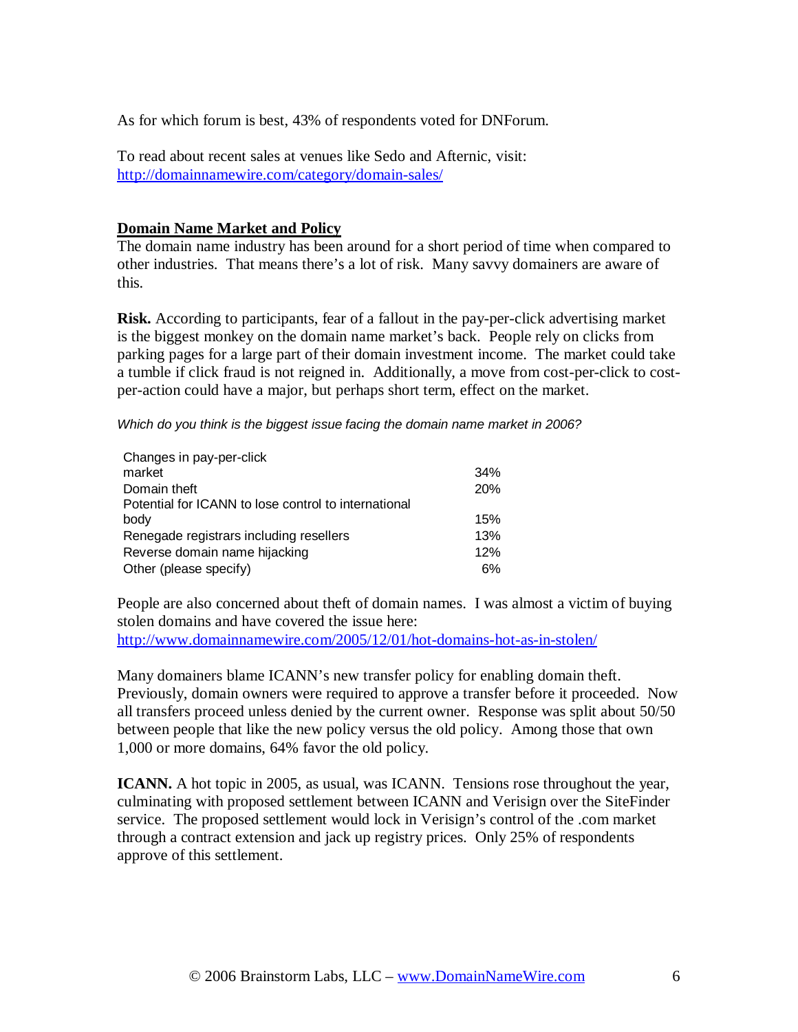As for which forum is best, 43% of respondents voted for DNForum.

To read about recent sales at venues like Sedo and Afternic, visit: http://domainnamewire.com/category/domain-sales/

## Domain Name Market and Policy

The domain name industry has been around for a short period of time when compared to other industries. That means there's a lot of risk. Many savvy domainers are aware of this.

**Risk.** According to participants, fear of a fallout in the pay-per-click advertising market is the biggest monkey on the domain name market's back. People rely on clicks from parking pages for a large part of their domain investment income. The market could take a tumble if click fraud is not reigned in. Additionally, a move from cost-per-click to cost-per-action could have a major, but perhaps short term, effect on the market.

*Which do you think is the biggest issue facing the domain name market in 2006?*

| | |
|---|---|
| Changes in pay-per-click market | 34% |
| Domain theft | 20% |
| Potential for ICANN to lose control to international body | 15% |
| Renegade registrars including resellers | 13% |
| Reverse domain name hijacking | 12% |
| Other (please specify) | 6% |

People are also concerned about theft of domain names. I was almost a victim of buying stolen domains and have covered the issue here: http://www.domainnamewire.com/2005/12/01/hot-domains-hot-as-in-stolen/

Many domainers blame ICANN's new transfer policy for enabling domain theft. Previously, domain owners were required to approve a transfer before it proceeded. Now all transfers proceed unless denied by the current owner. Response was split about 50/50 between people that like the new policy versus the old policy. Among those that own 1,000 or more domains, 64% favor the old policy.

**ICANN.** A hot topic in 2005, as usual, was ICANN. Tensions rose throughout the year, culminating with proposed settlement between ICANN and Verisign over the SiteFinder service. The proposed settlement would lock in Verisign's control of the .com market through a contract extension and jack up registry prices. Only 25% of respondents approve of this settlement.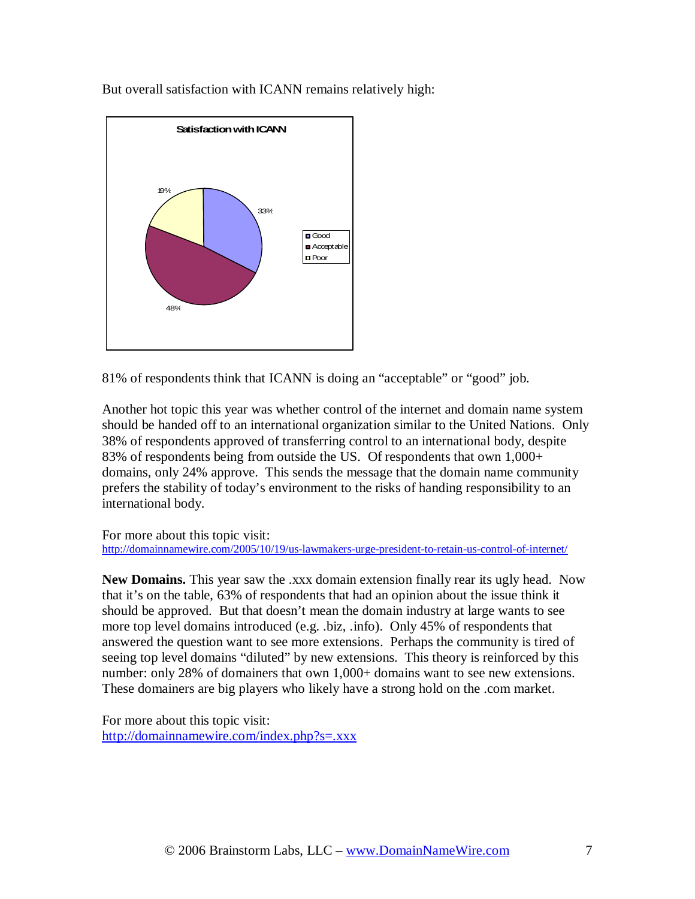But overall satisfaction with ICANN remains relatively high:

**Satisfaction with ICANN**

| Rating | Percentage |
|---|---|
| Good | 33% |
| Acceptable | 48% |
| Poor | 19% |

81% of respondents think that ICANN is doing an "acceptable" or "good" job.

Another hot topic this year was whether control of the internet and domain name system should be handed off to an international organization similar to the United Nations. Only 38% of respondents approved of transferring control to an international body, despite 83% of respondents being from outside the US. Of respondents that own 1,000+ domains, only 24% approve. This sends the message that the domain name community prefers the stability of today's environment to the risks of handing responsibility to an international body.

For more about this topic visit:
[http://domainnamewire.com/2005/10/19/us-lawmakers-urge-president-to-retain-us-control-of-internet/](http://domainnamewire.com/2005/10/19/us-lawmakers-urge-president-to-retain-us-control-of-internet/)

**New Domains.** This year saw the .xxx domain extension finally rear its ugly head. Now that it's on the table, 63% of respondents that had an opinion about the issue think it should be approved. But that doesn't mean the domain industry at large wants to see more top level domains introduced (e.g. .biz, .info). Only 45% of respondents that answered the question want to see more extensions. Perhaps the community is tired of seeing top level domains "diluted" by new extensions. This theory is reinforced by this number: only 28% of domainers that own 1,000+ domains want to see new extensions. These domainers are big players who likely have a strong hold on the .com market.

For more about this topic visit:
[http://domainnamewire.com/index.php?s=.xxx](http://domainnamewire.com/index.php?s=.xxx)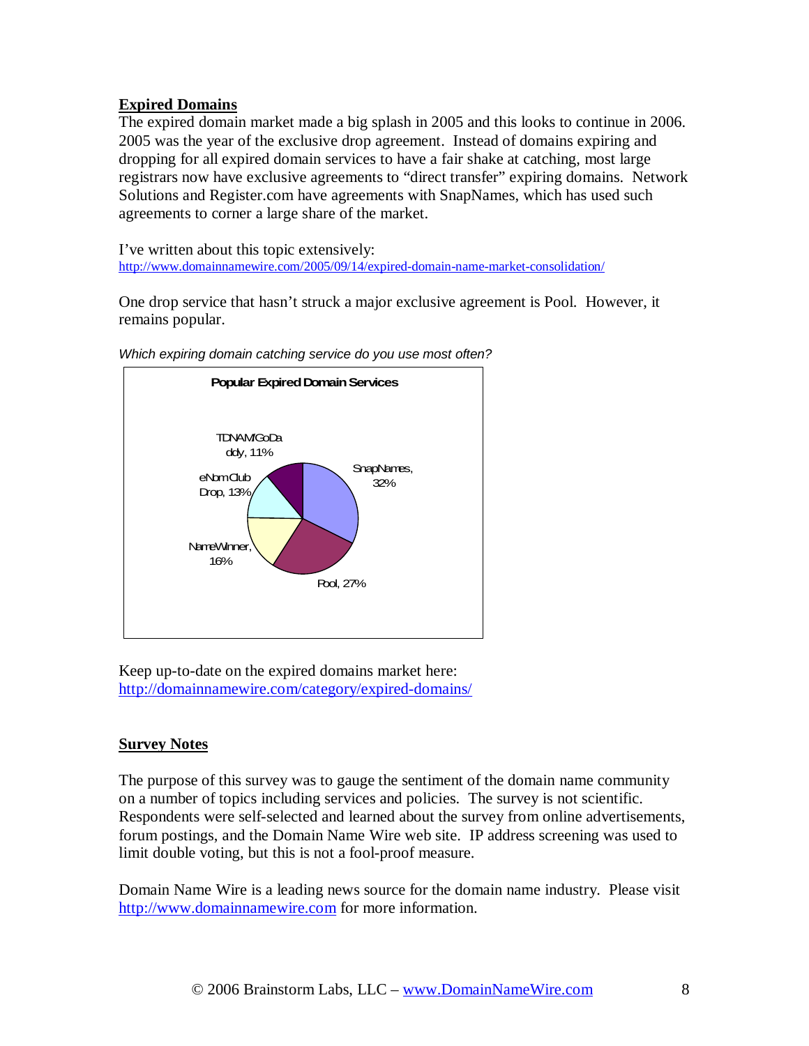## Expired Domains

The expired domain market made a big splash in 2005 and this looks to continue in 2006. 2005 was the year of the exclusive drop agreement. Instead of domains expiring and dropping for all expired domain services to have a fair shake at catching, most large registrars now have exclusive agreements to "direct transfer" expiring domains. Network Solutions and Register.com have agreements with SnapNames, which has used such agreements to corner a large share of the market.

I've written about this topic extensively:
http://www.domainnamewire.com/2005/09/14/expired-domain-name-market-consolidation/

One drop service that hasn't struck a major exclusive agreement is Pool. However, it remains popular.

*Which expiring domain catching service do you use most often?*

Popular Expired Domain Services

SnapNames, 32%
Pool, 27%
NameWinner, 16%
eNom Club Drop, 13%
TDNAM/GoDaddy, 11%

Keep up-to-date on the expired domains market here:
http://domainnamewire.com/category/expired-domains/

## Survey Notes

The purpose of this survey was to gauge the sentiment of the domain name community on a number of topics including services and policies. The survey is not scientific. Respondents were self-selected and learned about the survey from online advertisements, forum postings, and the Domain Name Wire web site. IP address screening was used to limit double voting, but this is not a fool-proof measure.

Domain Name Wire is a leading news source for the domain name industry. Please visit http://www.domainnamewire.com for more information.

© 2006 Brainstorm Labs, LLC – www.DomainNameWire.com